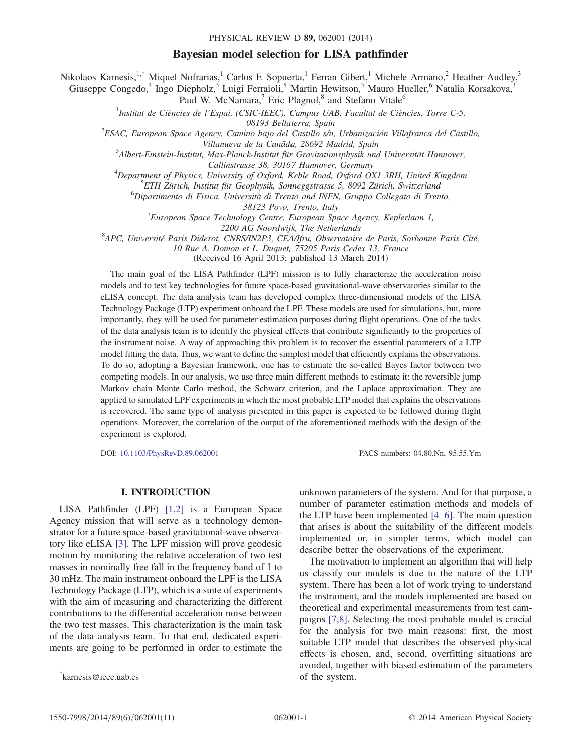# Bayesian model selection for LISA pathfinder

Nikolaos Karnesis,[1,*] Miquel Nofrarias,[1] Carlos F. Sopuerta,[1] Ferran Gibert,[1] Michele Armano,[2] Heather Audley,[3] Giuseppe Congedo,[4] Ingo Diepholz,[3] Luigi Ferraioli,[5] Martin Hewitson,[3] Mauro Hueller,[6] Natalia Korsakova,[3] Paul W. McNamara,[7] Eric Plagnol,[8] and Stefano Vitale[6]

[1]Institut de Ciències de l'Espai, (CSIC-IEEC), Campus UAB, Facultat de Ciències, Torre C-5, 08193 Bellaterra, Spain

[2]ESAC, European Space Agency, Camino bajo del Castillo s/n, Urbanización Villafranca del Castillo, Villanueva de la Canãda, 28692 Madrid, Spain

[3]Albert-Einstein-Institut, Max-Planck-Institut für Gravitationsphysik und Universität Hannover, Callinstrasse 38, 30167 Hannover, Germany

[4]Department of Physics, University of Oxford, Keble Road, Oxford OX1 3RH, United Kingdom

[5]ETH Zürich, Institut für Geophysik, Sonneggstrasse 5, 8092 Zürich, Switzerland

[6]Dipartimento di Fisica, Università di Trento and INFN, Gruppo Collegato di Trento, 38123 Povo, Trento, Italy

[7]European Space Technology Centre, European Space Agency, Keplerlaan 1, 2200 AG Noordwijk, The Netherlands

[8]APC, Université Paris Diderot, CNRS/IN2P3, CEA/Ifru, Observatoire de Paris, Sorbonne Paris Cité, 10 Rue A. Domon et L. Duquet, 75205 Paris Cedex 13, France

(Received 16 April 2013; published 13 March 2014)

The main goal of the LISA Pathfinder (LPF) mission is to fully characterize the acceleration noise models and to test key technologies for future space-based gravitational-wave observatories similar to the eLISA concept. The data analysis team has developed complex three-dimensional models of the LISA Technology Package (LTP) experiment onboard the LPF. These models are used for simulations, but, more importantly, they will be used for parameter estimation purposes during flight operations. One of the tasks of the data analysis team is to identify the physical effects that contribute significantly to the properties of the instrument noise. A way of approaching this problem is to recover the essential parameters of a LTP model fitting the data. Thus, we want to define the simplest model that efficiently explains the observations. To do so, adopting a Bayesian framework, one has to estimate the so-called Bayes factor between two competing models. In our analysis, we use three main different methods to estimate it: the reversible jump Markov chain Monte Carlo method, the Schwarz criterion, and the Laplace approximation. They are applied to simulated LPF experiments in which the most probable LTP model that explains the observations is recovered. The same type of analysis presented in this paper is expected to be followed during flight operations. Moreover, the correlation of the output of the aforementioned methods with the design of the experiment is explored.

DOI: 10.1103/PhysRevD.89.062001 PACS numbers: 04.80.Nn, 95.55.Ym

## I. INTRODUCTION

LISA Pathfinder (LPF) [1,2] is a European Space Agency mission that will serve as a technology demonstrator for a future space-based gravitational-wave observatory like eLISA [3]. The LPF mission will prove geodesic motion by monitoring the relative acceleration of two test masses in nominally free fall in the frequency band of 1 to 30 mHz. The main instrument onboard the LPF is the LISA Technology Package (LTP), which is a suite of experiments with the aim of measuring and characterizing the different contributions to the differential acceleration noise between the two test masses. This characterization is the main task of the data analysis team. To that end, dedicated experiments are going to be performed in order to estimate the unknown parameters of the system. And for that purpose, a number of parameter estimation methods and models of the LTP have been implemented [4–6]. The main question that arises is about the suitability of the different models implemented or, in simpler terms, which model can describe better the observations of the experiment.

The motivation to implement an algorithm that will help us classify our models is due to the nature of the LTP system. There has been a lot of work trying to understand the instrument, and the models implemented are based on theoretical and experimental measurements from test campaigns [7,8]. Selecting the most probable model is crucial for the analysis for two main reasons: first, the most suitable LTP model that describes the observed physical effects is chosen, and, second, overfitting situations are avoided, together with biased estimation of the parameters of the system.

*karnesis@ieec.uab.es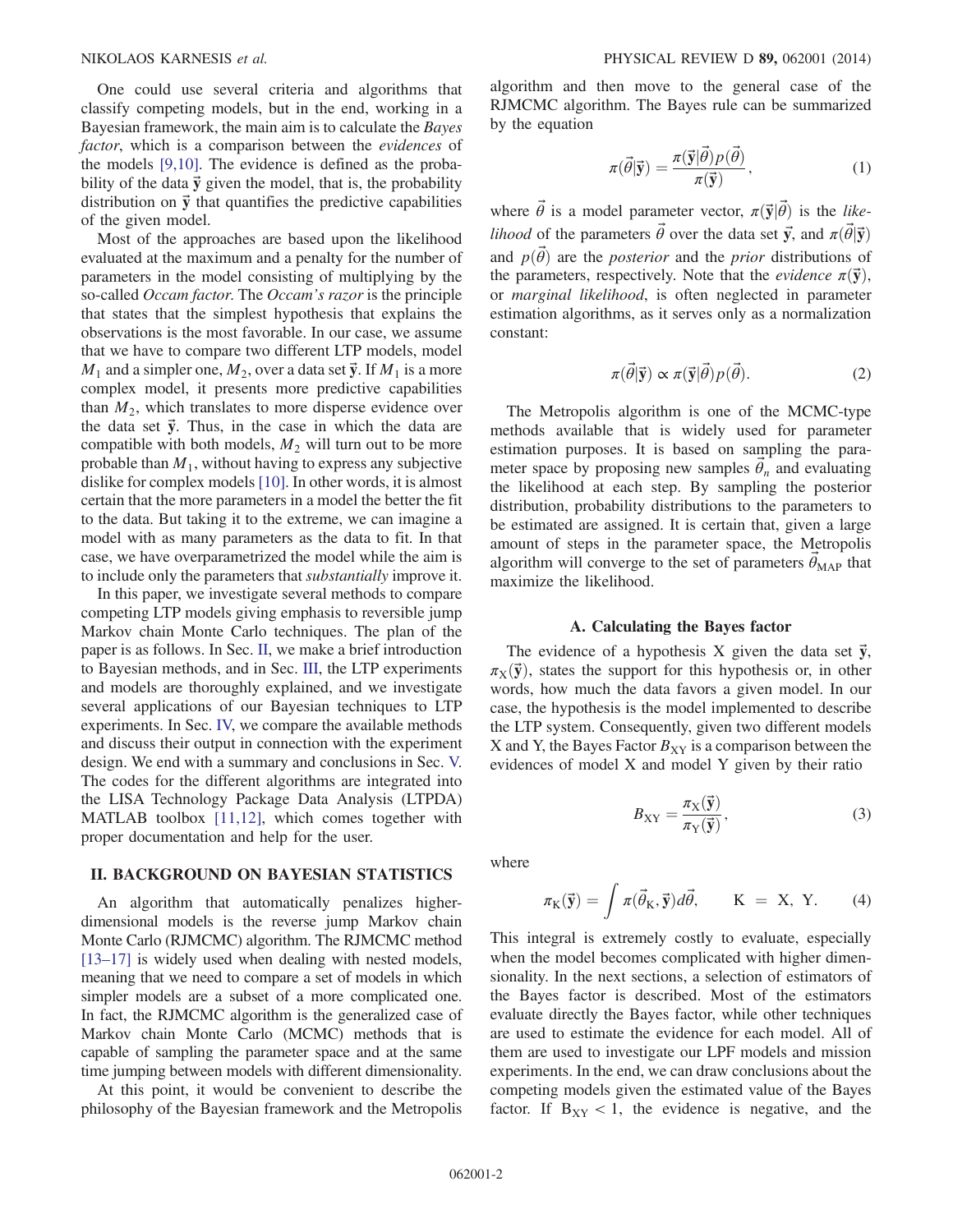One could use several criteria and algorithms that classify competing models, but in the end, working in a Bayesian framework, the main aim is to calculate the *Bayes factor*, which is a comparison between the *evidences* of the models [9,10]. The evidence is defined as the probability of the data $\vec{\mathbf{y}}$ given the model, that is, the probability distribution on $\vec{\mathbf{y}}$ that quantifies the predictive capabilities of the given model.

Most of the approaches are based upon the likelihood evaluated at the maximum and a penalty for the number of parameters in the model consisting of multiplying by the so-called *Occam factor*. The *Occam's razor* is the principle that states that the simplest hypothesis that explains the observations is the most favorable. In our case, we assume that we have to compare two different LTP models, model $M_1$ and a simpler one, $M_2$, over a data set $\vec{\mathbf{y}}$. If $M_1$ is a more complex model, it presents more predictive capabilities than $M_2$, which translates to more disperse evidence over the data set $\vec{\mathbf{y}}$. Thus, in the case in which the data are compatible with both models, $M_2$ will turn out to be more probable than $M_1$, without having to express any subjective dislike for complex models [10]. In other words, it is almost certain that the more parameters in a model the better the fit to the data. But taking it to the extreme, we can imagine a model with as many parameters as the data to fit. In that case, we have overparametrized the model while the aim is to include only the parameters that *substantially* improve it.

In this paper, we investigate several methods to compare competing LTP models giving emphasis to reversible jump Markov chain Monte Carlo techniques. The plan of the paper is as follows. In Sec. II, we make a brief introduction to Bayesian methods, and in Sec. III, the LTP experiments and models are thoroughly explained, and we investigate several applications of our Bayesian techniques to LTP experiments. In Sec. IV, we compare the available methods and discuss their output in connection with the experiment design. We end with a summary and conclusions in Sec. V. The codes for the different algorithms are integrated into the LISA Technology Package Data Analysis (LTPDA) MATLAB toolbox [11,12], which comes together with proper documentation and help for the user.

## II. BACKGROUND ON BAYESIAN STATISTICS

An algorithm that automatically penalizes higher-dimensional models is the reverse jump Markov chain Monte Carlo (RJMCMC) algorithm. The RJMCMC method [13–17] is widely used when dealing with nested models, meaning that we need to compare a set of models in which simpler models are a subset of a more complicated one. In fact, the RJMCMC algorithm is the generalized case of Markov chain Monte Carlo (MCMC) methods that is capable of sampling the parameter space and at the same time jumping between models with different dimensionality.

At this point, it would be convenient to describe the philosophy of the Bayesian framework and the Metropolis algorithm and then move to the general case of the RJMCMC algorithm. The Bayes rule can be summarized by the equation

$$\pi(\vec{\theta}|\vec{\mathbf{y}}) = \frac{\pi(\vec{\mathbf{y}}|\vec{\theta})p(\vec{\theta})}{\pi(\vec{\mathbf{y}})}, \tag{1}$$

where $\vec{\theta}$ is a model parameter vector, $\pi(\vec{\mathbf{y}}|\vec{\theta})$ is the *likelihood* of the parameters $\vec{\theta}$ over the data set $\vec{\mathbf{y}}$, and $\pi(\vec{\theta}|\vec{\mathbf{y}})$ and $p(\vec{\theta})$ are the *posterior* and the *prior* distributions of the parameters, respectively. Note that the *evidence* $\pi(\vec{\mathbf{y}})$, or *marginal likelihood*, is often neglected in parameter estimation algorithms, as it serves only as a normalization constant:

$$\pi(\vec{\theta}|\vec{\mathbf{y}}) \propto \pi(\vec{\mathbf{y}}|\vec{\theta})p(\vec{\theta}). \tag{2}$$

The Metropolis algorithm is one of the MCMC-type methods available that is widely used for parameter estimation purposes. It is based on sampling the parameter space by proposing new samples $\vec{\theta}_n$ and evaluating the likelihood at each step. By sampling the posterior distribution, probability distributions to the parameters to be estimated are assigned. It is certain that, given a large amount of steps in the parameter space, the Metropolis algorithm will converge to the set of parameters $\vec{\theta}_{\mathrm{MAP}}$ that maximize the likelihood.

### A. Calculating the Bayes factor

The evidence of a hypothesis X given the data set $\vec{\mathbf{y}}$, $\pi_{\mathrm{X}}(\vec{\mathbf{y}})$, states the support for this hypothesis or, in other words, how much the data favors a given model. In our case, the hypothesis is the model implemented to describe the LTP system. Consequently, given two different models X and Y, the Bayes Factor $B_{\mathrm{XY}}$ is a comparison between the evidences of model X and model Y given by their ratio

$$B_{\mathrm{XY}} = \frac{\pi_{\mathrm{X}}(\vec{\mathbf{y}})}{\pi_{\mathrm{Y}}(\vec{\mathbf{y}})}, \tag{3}$$

where

$$\pi_{\mathrm{K}}(\vec{\mathbf{y}}) = \int \pi(\vec{\theta}_{\mathrm{K}}, \vec{\mathbf{y}})d\vec{\theta}, \qquad \mathrm{K} = \mathrm{X},\ \mathrm{Y}. \tag{4}$$

This integral is extremely costly to evaluate, especially when the model becomes complicated with higher dimensionality. In the next sections, a selection of estimators of the Bayes factor is described. Most of the estimators evaluate directly the Bayes factor, while other techniques are used to estimate the evidence for each model. All of them are used to investigate our LPF models and mission experiments. In the end, we can draw conclusions about the competing models given the estimated value of the Bayes factor. If $\mathrm{B}_{\mathrm{XY}} < 1$, the evidence is negative, and the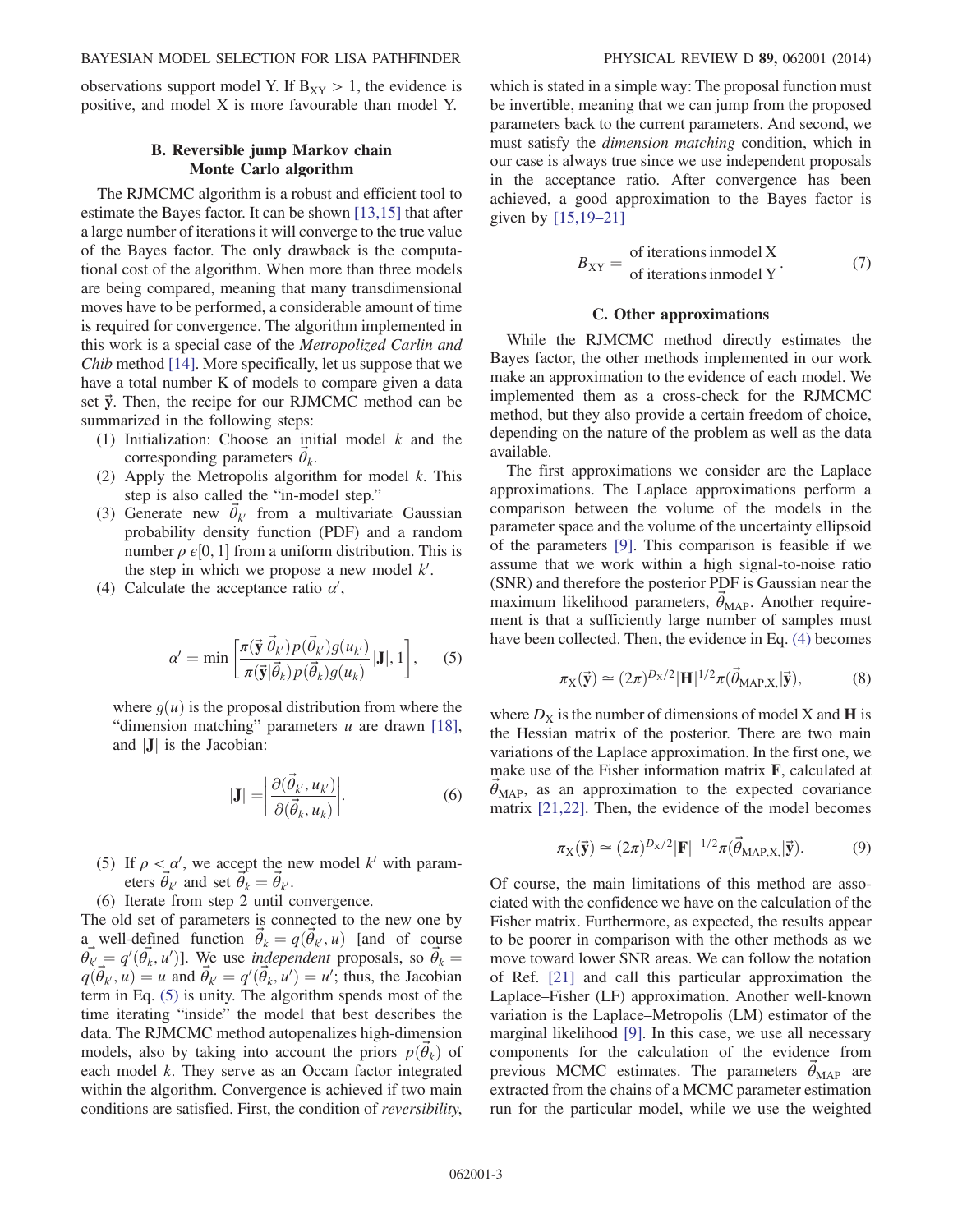observations support model Y. If $B_{XY} > 1$, the evidence is positive, and model X is more favourable than model Y.

### B. Reversible jump Markov chain Monte Carlo algorithm

The RJMCMC algorithm is a robust and efficient tool to estimate the Bayes factor. It can be shown [13,15] that after a large number of iterations it will converge to the true value of the Bayes factor. The only drawback is the computational cost of the algorithm. When more than three models are being compared, meaning that many transdimensional moves have to be performed, a considerable amount of time is required for convergence. The algorithm implemented in this work is a special case of the *Metropolized Carlin and Chib* method [14]. More specifically, let us suppose that we have a total number K of models to compare given a data set $\vec{\mathbf{y}}$. Then, the recipe for our RJMCMC method can be summarized in the following steps:

(1) Initialization: Choose an initial model $k$ and the corresponding parameters $\vec{\theta}_k$.
(2) Apply the Metropolis algorithm for model $k$. This step is also called the "in-model step."
(3) Generate new $\vec{\theta}_{k'}$ from a multivariate Gaussian probability density function (PDF) and a random number $\rho \,\epsilon [0, 1]$ from a uniform distribution. This is the step in which we propose a new model $k'$.
(4) Calculate the acceptance ratio $\alpha'$,

$$\alpha' = \min \left[ \frac{\pi(\vec{\mathbf{y}}|\vec{\theta}_{k'}) p(\vec{\theta}_{k'}) g(u_{k'})}{\pi(\vec{\mathbf{y}}|\vec{\theta}_k) p(\vec{\theta}_k) g(u_k)} |\mathbf{J}|, 1 \right], \quad (5)$$

where $g(u)$ is the proposal distribution from where the "dimension matching" parameters $u$ are drawn [18], and $|\mathbf{J}|$ is the Jacobian:

$$|\mathbf{J}| = \left| \frac{\partial(\vec{\theta}_{k'}, u_{k'})}{\partial(\vec{\theta}_k, u_k)} \right|. \quad (6)$$

(5) If $\rho < \alpha'$, we accept the new model $k'$ with parameters $\vec{\theta}_{k'}$ and set $\vec{\theta}_k = \vec{\theta}_{k'}$.
(6) Iterate from step 2 until convergence.

The old set of parameters is connected to the new one by a well-defined function $\vec{\theta}_k = q(\vec{\theta}_{k'}, u)$ [and of course $\vec{\theta}_{k'} = q'(\vec{\theta}_k, u')$]. We use *independent* proposals, so $\vec{\theta}_k = q(\vec{\theta}_{k'}, u) = u$ and $\vec{\theta}_{k'} = q'(\vec{\theta}_k, u') = u'$; thus, the Jacobian term in Eq. (5) is unity. The algorithm spends most of the time iterating "inside" the model that best describes the data. The RJMCMC method autopenalizes high-dimension models, also by taking into account the priors $p(\vec{\theta}_k)$ of each model $k$. They serve as an Occam factor integrated within the algorithm. Convergence is achieved if two main conditions are satisfied. First, the condition of *reversibility*, which is stated in a simple way: The proposal function must be invertible, meaning that we can jump from the proposed parameters back to the current parameters. And second, we must satisfy the *dimension matching* condition, which in our case is always true since we use independent proposals in the acceptance ratio. After convergence has been achieved, a good approximation to the Bayes factor is given by [15,19–21]

$$B_{XY} = \frac{\text{of iterations inmodel X}}{\text{of iterations inmodel Y}}. \quad (7)$$

### C. Other approximations

While the RJMCMC method directly estimates the Bayes factor, the other methods implemented in our work make an approximation to the evidence of each model. We implemented them as a cross-check for the RJMCMC method, but they also provide a certain freedom of choice, depending on the nature of the problem as well as the data available.

The first approximations we consider are the Laplace approximations. The Laplace approximations perform a comparison between the volume of the models in the parameter space and the volume of the uncertainty ellipsoid of the parameters [9]. This comparison is feasible if we assume that we work within a high signal-to-noise ratio (SNR) and therefore the posterior PDF is Gaussian near the maximum likelihood parameters, $\vec{\theta}_{\text{MAP}}$. Another requirement is that a sufficiently large number of samples must have been collected. Then, the evidence in Eq. (4) becomes

$$\pi_X(\vec{\mathbf{y}}) \simeq (2\pi)^{D_X/2} |\mathbf{H}|^{1/2} \pi(\vec{\theta}_{\text{MAP,X,}} |\vec{\mathbf{y}}), \quad (8)$$

where $D_X$ is the number of dimensions of model X and $\mathbf{H}$ is the Hessian matrix of the posterior. There are two main variations of the Laplace approximation. In the first one, we make use of the Fisher information matrix $\mathbf{F}$, calculated at $\vec{\theta}_{\text{MAP}}$, as an approximation to the expected covariance matrix [21,22]. Then, the evidence of the model becomes

$$\pi_X(\vec{\mathbf{y}}) \simeq (2\pi)^{D_X/2} |\mathbf{F}|^{-1/2} \pi(\vec{\theta}_{\text{MAP,X,}} |\vec{\mathbf{y}}). \quad (9)$$

Of course, the main limitations of this method are associated with the confidence we have on the calculation of the Fisher matrix. Furthermore, as expected, the results appear to be poorer in comparison with the other methods as we move toward lower SNR areas. We can follow the notation of Ref. [21] and call this particular approximation the Laplace–Fisher (LF) approximation. Another well-known variation is the Laplace–Metropolis (LM) estimator of the marginal likelihood [9]. In this case, we use all necessary components for the calculation of the evidence from previous MCMC estimates. The parameters $\vec{\theta}_{\text{MAP}}$ are extracted from the chains of a MCMC parameter estimation run for the particular model, while we use the weighted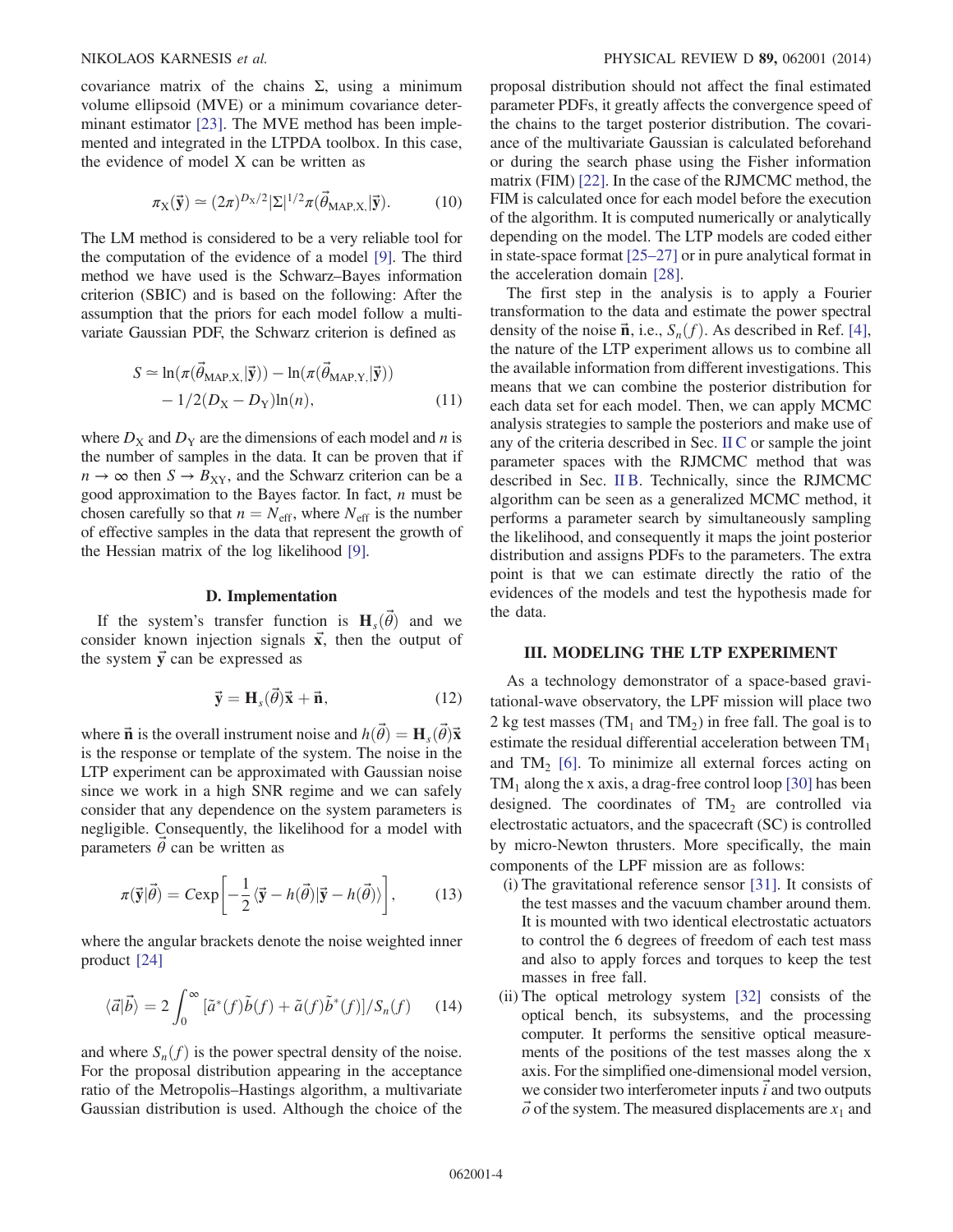covariance matrix of the chains $\Sigma$, using a minimum volume ellipsoid (MVE) or a minimum covariance determinant estimator [23]. The MVE method has been implemented and integrated in the LTPDA toolbox. In this case, the evidence of model X can be written as

$$\pi_{\mathrm{X}}(\vec{\mathbf{y}}) \simeq (2\pi)^{D_{\mathrm{X}}/2}|\Sigma|^{1/2}\pi(\vec{\theta}_{\mathrm{MAP,X,}}|\vec{\mathbf{y}}). \tag{10}$$

The LM method is considered to be a very reliable tool for the computation of the evidence of a model [9]. The third method we have used is the Schwarz–Bayes information criterion (SBIC) and is based on the following: After the assumption that the priors for each model follow a multivariate Gaussian PDF, the Schwarz criterion is defined as

$$S \simeq \ln(\pi(\vec{\theta}_{\mathrm{MAP,X,}}|\vec{\mathbf{y}})) - \ln(\pi(\vec{\theta}_{\mathrm{MAP,Y,}}|\vec{\mathbf{y}})) - 1/2(D_{\mathrm{X}} - D_{\mathrm{Y}})\ln(n), \tag{11}$$

where $D_{\mathrm{X}}$ and $D_{\mathrm{Y}}$ are the dimensions of each model and $n$ is the number of samples in the data. It can be proven that if $n \to \infty$ then $S \to B_{\mathrm{XY}}$, and the Schwarz criterion can be a good approximation to the Bayes factor. In fact, $n$ must be chosen carefully so that $n = N_{\mathrm{eff}}$, where $N_{\mathrm{eff}}$ is the number of effective samples in the data that represent the growth of the Hessian matrix of the log likelihood [9].

### D. Implementation

If the system's transfer function is $\mathbf{H}_s(\vec{\theta})$ and we consider known injection signals $\vec{\mathbf{x}}$, then the output of the system $\vec{\mathbf{y}}$ can be expressed as

$$\vec{\mathbf{y}} = \mathbf{H}_s(\vec{\theta})\vec{\mathbf{x}} + \vec{\mathbf{n}}, \tag{12}$$

where $\vec{\mathbf{n}}$ is the overall instrument noise and $h(\vec{\theta}) = \mathbf{H}_s(\vec{\theta})\vec{\mathbf{x}}$ is the response or template of the system. The noise in the LTP experiment can be approximated with Gaussian noise since we work in a high SNR regime and we can safely consider that any dependence on the system parameters is negligible. Consequently, the likelihood for a model with parameters $\vec{\theta}$ can be written as

$$\pi(\vec{\mathbf{y}}|\vec{\theta}) = C\exp\left[-\frac{1}{2}\langle\vec{\mathbf{y}} - h(\vec{\theta})|\vec{\mathbf{y}} - h(\vec{\theta})\rangle\right], \tag{13}$$

where the angular brackets denote the noise weighted inner product [24]

$$\langle\vec{a}|\vec{b}\rangle = 2\int_0^\infty [\tilde{a}^*(f)\tilde{b}(f) + \tilde{a}(f)\tilde{b}^*(f)]/S_n(f) \tag{14}$$

and where $S_n(f)$ is the power spectral density of the noise. For the proposal distribution appearing in the acceptance ratio of the Metropolis–Hastings algorithm, a multivariate Gaussian distribution is used. Although the choice of the proposal distribution should not affect the final estimated parameter PDFs, it greatly affects the convergence speed of the chains to the target posterior distribution. The covariance of the multivariate Gaussian is calculated beforehand or during the search phase using the Fisher information matrix (FIM) [22]. In the case of the RJMCMC method, the FIM is calculated once for each model before the execution of the algorithm. It is computed numerically or analytically depending on the model. The LTP models are coded either in state-space format [25–27] or in pure analytical format in the acceleration domain [28].

The first step in the analysis is to apply a Fourier transformation to the data and estimate the power spectral density of the noise $\vec{\mathbf{n}}$, i.e., $S_n(f)$. As described in Ref. [4], the nature of the LTP experiment allows us to combine all the available information from different investigations. This means that we can combine the posterior distribution for each data set for each model. Then, we can apply MCMC analysis strategies to sample the posteriors and make use of any of the criteria described in Sec. II C or sample the joint parameter spaces with the RJMCMC method that was described in Sec. II B. Technically, since the RJMCMC algorithm can be seen as a generalized MCMC method, it performs a parameter search by simultaneously sampling the likelihood, and consequently it maps the joint posterior distribution and assigns PDFs to the parameters. The extra point is that we can estimate directly the ratio of the evidences of the models and test the hypothesis made for the data.

## III. MODELING THE LTP EXPERIMENT

As a technology demonstrator of a space-based gravitational-wave observatory, the LPF mission will place two 2 kg test masses ($\mathrm{TM}_1$ and $\mathrm{TM}_2$) in free fall. The goal is to estimate the residual differential acceleration between $\mathrm{TM}_1$ and $\mathrm{TM}_2$ [6]. To minimize all external forces acting on $\mathrm{TM}_1$ along the x axis, a drag-free control loop [30] has been designed. The coordinates of $\mathrm{TM}_2$ are controlled via electrostatic actuators, and the spacecraft (SC) is controlled by micro-Newton thrusters. More specifically, the main components of the LPF mission are as follows:

- (i) The gravitational reference sensor [31]. It consists of the test masses and the vacuum chamber around them. It is mounted with two identical electrostatic actuators to control the 6 degrees of freedom of each test mass and also to apply forces and torques to keep the test masses in free fall.
- (ii) The optical metrology system [32] consists of the optical bench, its subsystems, and the processing computer. It performs the sensitive optical measurements of the positions of the test masses along the x axis. For the simplified one-dimensional model version, we consider two interferometer inputs $\vec{i}$ and two outputs $\vec{o}$ of the system. The measured displacements are $x_1$ and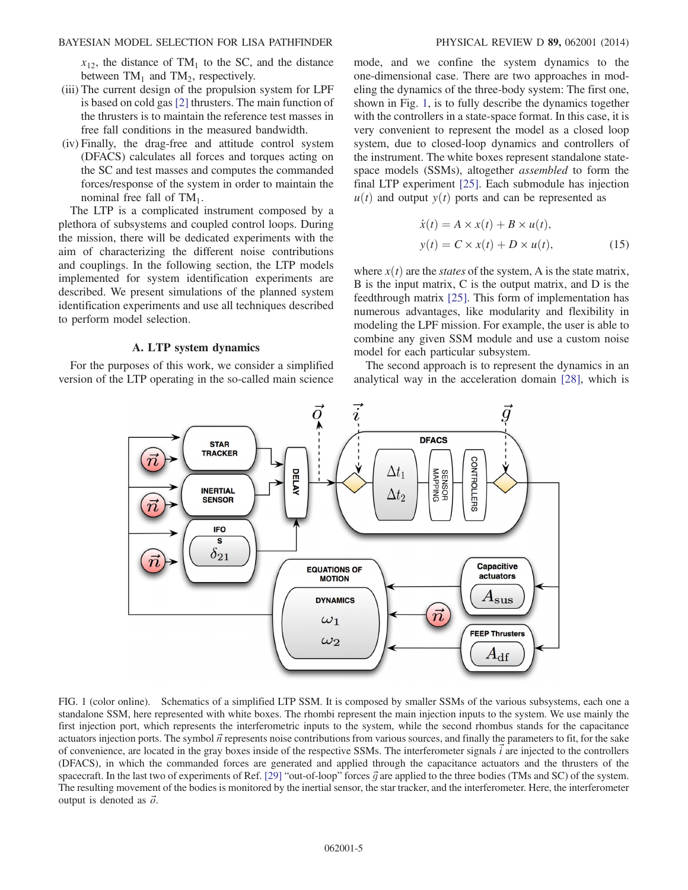$x_{12}$, the distance of $TM_1$ to the SC, and the distance between $TM_1$ and $TM_2$, respectively.

(iii) The current design of the propulsion system for LPF is based on cold gas [2] thrusters. The main function of the thrusters is to maintain the reference test masses in free fall conditions in the measured bandwidth.

(iv) Finally, the drag-free and attitude control system (DFACS) calculates all forces and torques acting on the SC and test masses and computes the commanded forces/response of the system in order to maintain the nominal free fall of $TM_1$.

The LTP is a complicated instrument composed by a plethora of subsystems and coupled control loops. During the mission, there will be dedicated experiments with the aim of characterizing the different noise contributions and couplings. In the following section, the LTP models implemented for system identification experiments are described. We present simulations of the planned system identification experiments and use all techniques described to perform model selection.

### A. LTP system dynamics

For the purposes of this work, we consider a simplified version of the LTP operating in the so-called main science mode, and we confine the system dynamics to the one-dimensional case. There are two approaches in modeling the dynamics of the three-body system: The first one, shown in Fig. 1, is to fully describe the dynamics together with the controllers in a state-space format. In this case, it is very convenient to represent the model as a closed loop system, due to closed-loop dynamics and controllers of the instrument. The white boxes represent standalone state-space models (SSMs), altogether *assembled* to form the final LTP experiment [25]. Each submodule has injection $u(t)$ and output $y(t)$ ports and can be represented as

$$\dot{x}(t) = A \times x(t) + B \times u(t),$$
$$y(t) = C \times x(t) + D \times u(t), \tag{15}$$

where $x(t)$ are the *states* of the system, A is the state matrix, B is the input matrix, C is the output matrix, and D is the feedthrough matrix [25]. This form of implementation has numerous advantages, like modularity and flexibility in modeling the LPF mission. For example, the user is able to combine any given SSM module and use a custom noise model for each particular subsystem.

The second approach is to represent the dynamics in an analytical way in the acceleration domain [28], which is

FIG. 1 (color online). Schematics of a simplified LTP SSM. It is composed by smaller SSMs of the various subsystems, each one a standalone SSM, here represented with white boxes. The rhombi represent the main injection inputs to the system. We use mainly the first injection port, which represents the interferometric inputs to the system, while the second rhombus stands for the capacitance actuators injection ports. The symbol $\vec{n}$ represents noise contributions from various sources, and finally the parameters to fit, for the sake of convenience, are located in the gray boxes inside of the respective SSMs. The interferometer signals $\vec{i}$ are injected to the controllers (DFACS), in which the commanded forces are generated and applied through the capacitance actuators and the thrusters of the spacecraft. In the last two of experiments of Ref. [29] "out-of-loop" forces $\vec{g}$ are applied to the three bodies (TMs and SC) of the system. The resulting movement of the bodies is monitored by the inertial sensor, the star tracker, and the interferometer. Here, the interferometer output is denoted as $\vec{o}$.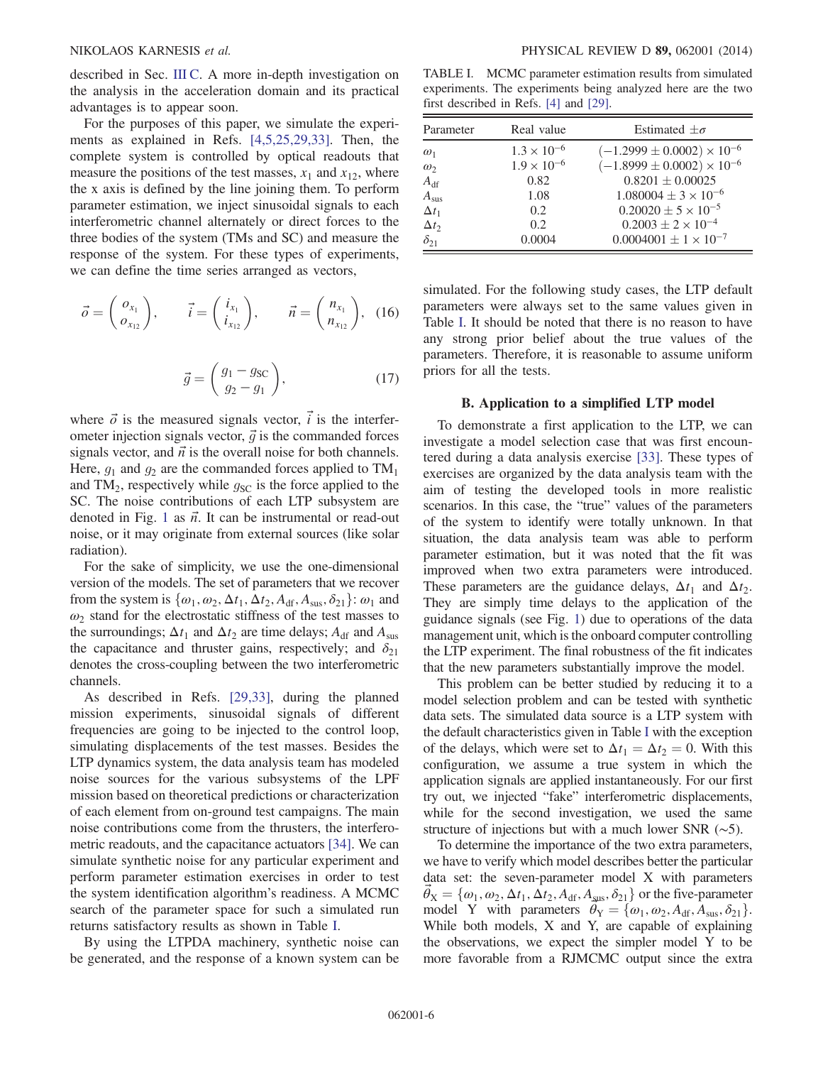described in Sec. III C. A more in-depth investigation on the analysis in the acceleration domain and its practical advantages is to appear soon.

For the purposes of this paper, we simulate the experiments as explained in Refs. [4,5,25,29,33]. Then, the complete system is controlled by optical readouts that measure the positions of the test masses, $x_1$ and $x_{12}$, where the x axis is defined by the line joining them. To perform parameter estimation, we inject sinusoidal signals to each interferometric channel alternately or direct forces to the three bodies of the system (TMs and SC) and measure the response of the system. For these types of experiments, we can define the time series arranged as vectors,

$$\vec{o} = \begin{pmatrix} o_{x_1} \\ o_{x_{12}} \end{pmatrix}, \qquad \vec{i} = \begin{pmatrix} i_{x_1} \\ i_{x_{12}} \end{pmatrix}, \qquad \vec{n} = \begin{pmatrix} n_{x_1} \\ n_{x_{12}} \end{pmatrix}, \quad (16)$$

$$\vec{g} = \begin{pmatrix} g_1 - g_{\mathrm{SC}} \\ g_2 - g_1 \end{pmatrix}, \quad (17)$$

where $\vec{o}$ is the measured signals vector, $\vec{i}$ is the interferometer injection signals vector, $\vec{g}$ is the commanded forces signals vector, and $\vec{n}$ is the overall noise for both channels. Here, $g_1$ and $g_2$ are the commanded forces applied to $\mathrm{TM}_1$ and $\mathrm{TM}_2$, respectively while $g_{\mathrm{SC}}$ is the force applied to the SC. The noise contributions of each LTP subsystem are denoted in Fig. 1 as $\vec{n}$. It can be instrumental or read-out noise, or it may originate from external sources (like solar radiation).

For the sake of simplicity, we use the one-dimensional version of the models. The set of parameters that we recover from the system is $\{\omega_1, \omega_2, \Delta t_1, \Delta t_2, A_{\mathrm{df}}, A_{\mathrm{sus}}, \delta_{21}\}$: $\omega_1$ and $\omega_2$ stand for the electrostatic stiffness of the test masses to the surroundings; $\Delta t_1$ and $\Delta t_2$ are time delays; $A_{\mathrm{df}}$ and $A_{\mathrm{sus}}$ the capacitance and thruster gains, respectively; and $\delta_{21}$ denotes the cross-coupling between the two interferometric channels.

As described in Refs. [29,33], during the planned mission experiments, sinusoidal signals of different frequencies are going to be injected to the control loop, simulating displacements of the test masses. Besides the LTP dynamics system, the data analysis team has modeled noise sources for the various subsystems of the LPF mission based on theoretical predictions or characterization of each element from on-ground test campaigns. The main noise contributions come from the thrusters, the interferometric readouts, and the capacitance actuators [34]. We can simulate synthetic noise for any particular experiment and perform parameter estimation exercises in order to test the system identification algorithm's readiness. A MCMC search of the parameter space for such a simulated run returns satisfactory results as shown in Table I.

By using the LTPDA machinery, synthetic noise can be generated, and the response of a known system can be simulated. For the following study cases, the LTP default parameters were always set to the same values given in Table I. It should be noted that there is no reason to have any strong prior belief about the true values of the parameters. Therefore, it is reasonable to assume uniform priors for all the tests.

TABLE I. MCMC parameter estimation results from simulated experiments. The experiments being analyzed here are the two first described in Refs. [4] and [29].

| Parameter | Real value | Estimated $\pm\sigma$ |
|---|---|---|
| $\omega_1$ | $1.3\times10^{-6}$ | $(-1.2999\pm0.0002)\times10^{-6}$ |
| $\omega_2$ | $1.9\times10^{-6}$ | $(-1.8999\pm0.0002)\times10^{-6}$ |
| $A_{\mathrm{df}}$ | 0.82 | $0.8201\pm0.00025$ |
| $A_{\mathrm{sus}}$ | 1.08 | $1.080004\pm3\times10^{-6}$ |
| $\Delta t_1$ | 0.2 | $0.20020\pm5\times10^{-5}$ |
| $\Delta t_2$ | 0.2 | $0.2003\pm2\times10^{-4}$ |
| $\delta_{21}$ | 0.0004 | $0.0004001\pm1\times10^{-7}$ |

### B. Application to a simplified LTP model

To demonstrate a first application to the LTP, we can investigate a model selection case that was first encountered during a data analysis exercise [33]. These types of exercises are organized by the data analysis team with the aim of testing the developed tools in more realistic scenarios. In this case, the "true" values of the parameters of the system to identify were totally unknown. In that situation, the data analysis team was able to perform parameter estimation, but it was noted that the fit was improved when two extra parameters were introduced. These parameters are the guidance delays, $\Delta t_1$ and $\Delta t_2$. They are simply time delays to the application of the guidance signals (see Fig. 1) due to operations of the data management unit, which is the onboard computer controlling the LTP experiment. The final robustness of the fit indicates that the new parameters substantially improve the model.

This problem can be better studied by reducing it to a model selection problem and can be tested with synthetic data sets. The simulated data source is a LTP system with the default characteristics given in Table I with the exception of the delays, which were set to $\Delta t_1 = \Delta t_2 = 0$. With this configuration, we assume a true system in which the application signals are applied instantaneously. For our first try out, we injected "fake" interferometric displacements, while for the second investigation, we used the same structure of injections but with a much lower SNR ($\sim$5).

To determine the importance of the two extra parameters, we have to verify which model describes better the particular data set: the seven-parameter model X with parameters $\vec{\theta}_{\mathrm{X}} = \{\omega_1, \omega_2, \Delta t_1, \Delta t_2, A_{\mathrm{df}}, A_{\mathrm{sus}}, \delta_{21}\}$ or the five-parameter model Y with parameters $\vec{\theta}_{\mathrm{Y}} = \{\omega_1, \omega_2, A_{\mathrm{df}}, A_{\mathrm{sus}}, \delta_{21}\}$. While both models, X and Y, are capable of explaining the observations, we expect the simpler model Y to be more favorable from a RJMCMC output since the extra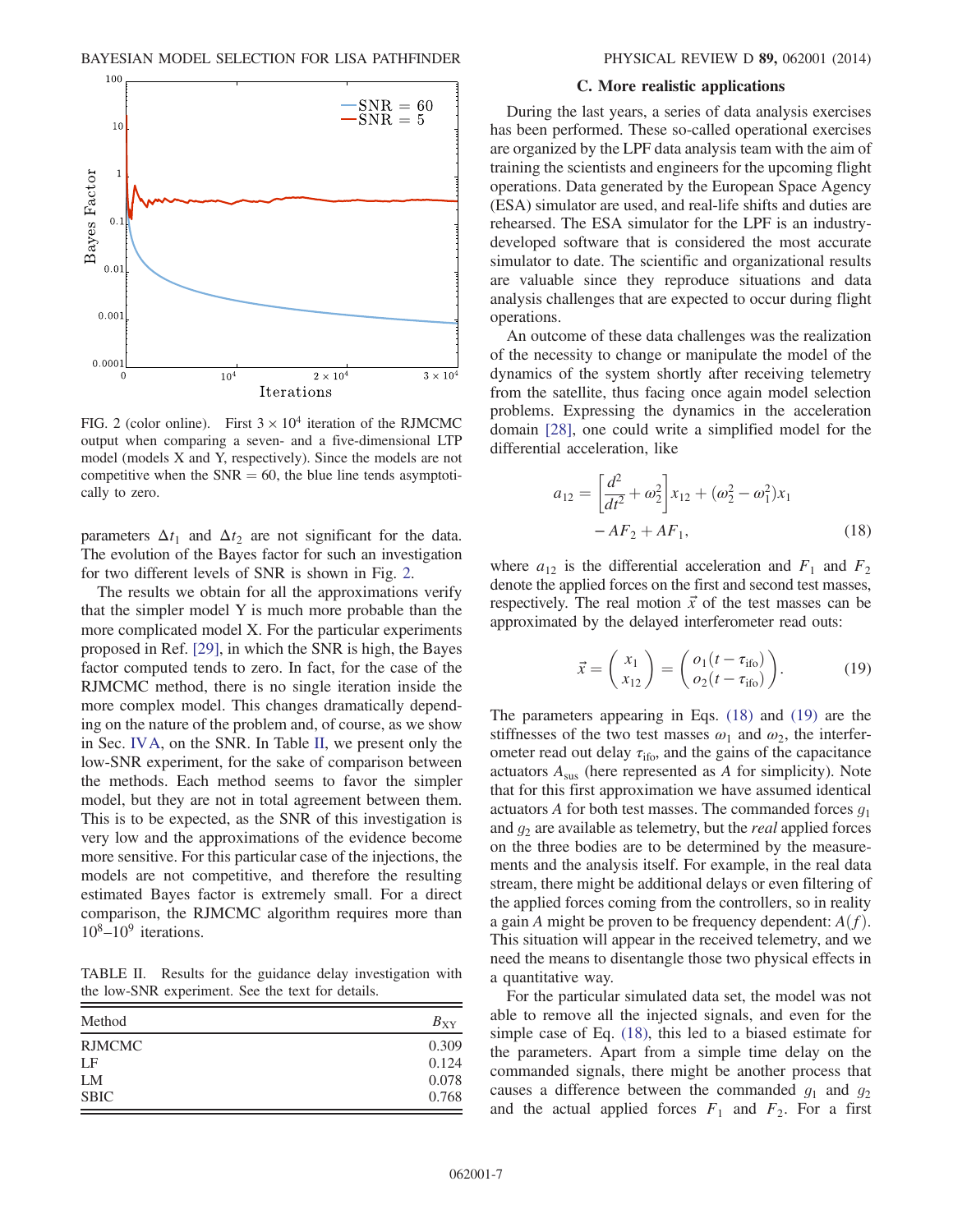FIG. 2 (color online). First $3 \times 10^4$ iteration of the RJMCMC output when comparing a seven- and a five-dimensional LTP model (models X and Y, respectively). Since the models are not competitive when the SNR = 60, the blue line tends asymptotically to zero.

parameters $\Delta t_1$ and $\Delta t_2$ are not significant for the data. The evolution of the Bayes factor for such an investigation for two different levels of SNR is shown in Fig. 2.

The results we obtain for all the approximations verify that the simpler model Y is much more probable than the more complicated model X. For the particular experiments proposed in Ref. [29], in which the SNR is high, the Bayes factor computed tends to zero. In fact, for the case of the RJMCMC method, there is no single iteration inside the more complex model. This changes dramatically depending on the nature of the problem and, of course, as we show in Sec. IV A, on the SNR. In Table II, we present only the low-SNR experiment, for the sake of comparison between the methods. Each method seems to favor the simpler model, but they are not in total agreement between them. This is to be expected, as the SNR of this investigation is very low and the approximations of the evidence become more sensitive. For this particular case of the injections, the models are not competitive, and therefore the resulting estimated Bayes factor is extremely small. For a direct comparison, the RJMCMC algorithm requires more than $10^8$–$10^9$ iterations.

TABLE II. Results for the guidance delay investigation with the low-SNR experiment. See the text for details.

| Method | $B_{XY}$ |
|---|---|
| RJMCMC | 0.309 |
| LF | 0.124 |
| LM | 0.078 |
| SBIC | 0.768 |

### C. More realistic applications

During the last years, a series of data analysis exercises has been performed. These so-called operational exercises are organized by the LPF data analysis team with the aim of training the scientists and engineers for the upcoming flight operations. Data generated by the European Space Agency (ESA) simulator are used, and real-life shifts and duties are rehearsed. The ESA simulator for the LPF is an industry-developed software that is considered the most accurate simulator to date. The scientific and organizational results are valuable since they reproduce situations and data analysis challenges that are expected to occur during flight operations.

An outcome of these data challenges was the realization of the necessity to change or manipulate the model of the dynamics of the system shortly after receiving telemetry from the satellite, thus facing once again model selection problems. Expressing the dynamics in the acceleration domain [28], one could write a simplified model for the differential acceleration, like

$$a_{12} = \left[\frac{d^2}{dt^2} + \omega_2^2\right] x_{12} + (\omega_2^2 - \omega_1^2) x_1 - AF_2 + AF_1, \tag{18}$$

where $a_{12}$ is the differential acceleration and $F_1$ and $F_2$ denote the applied forces on the first and second test masses, respectively. The real motion $\vec{x}$ of the test masses can be approximated by the delayed interferometer read outs:

$$\vec{x} = \begin{pmatrix} x_1 \\ x_{12} \end{pmatrix} = \begin{pmatrix} o_1(t - \tau_{\text{ifo}}) \\ o_2(t - \tau_{\text{ifo}}) \end{pmatrix}. \tag{19}$$

The parameters appearing in Eqs. (18) and (19) are the stiffnesses of the two test masses $\omega_1$ and $\omega_2$, the interferometer read out delay $\tau_{\text{ifo}}$, and the gains of the capacitance actuators $A_{\text{sus}}$ (here represented as $A$ for simplicity). Note that for this first approximation we have assumed identical actuators $A$ for both test masses. The commanded forces $g_1$ and $g_2$ are available as telemetry, but the *real* applied forces on the three bodies are to be determined by the measurements and the analysis itself. For example, in the real data stream, there might be additional delays or even filtering of the applied forces coming from the controllers, so in reality a gain $A$ might be proven to be frequency dependent: $A(f)$. This situation will appear in the received telemetry, and we need the means to disentangle those two physical effects in a quantitative way.

For the particular simulated data set, the model was not able to remove all the injected signals, and even for the simple case of Eq. (18), this led to a biased estimate for the parameters. Apart from a simple time delay on the commanded signals, there might be another process that causes a difference between the commanded $g_1$ and $g_2$ and the actual applied forces $F_1$ and $F_2$. For a first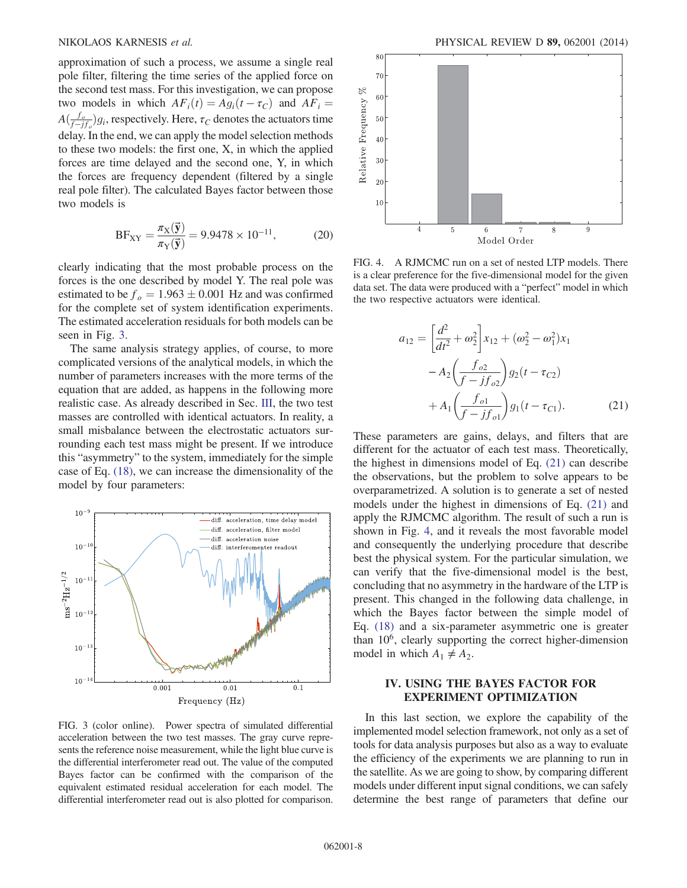approximation of such a process, we assume a single real pole filter, filtering the time series of the applied force on the second test mass. For this investigation, we can propose two models in which $AF_i(t) = Ag_i(t - \tau_C)$ and $AF_i = A(\frac{f_o}{f - jf_o})g_i$, respectively. Here, $\tau_C$ denotes the actuators time delay. In the end, we can apply the model selection methods to these two models: the first one, X, in which the applied forces are time delayed and the second one, Y, in which the forces are frequency dependent (filtered by a single real pole filter). The calculated Bayes factor between those two models is

$$\mathrm{BF}_{\mathrm{XY}} = \frac{\pi_{\mathrm{X}}(\vec{\mathbf{y}})}{\pi_{\mathrm{Y}}(\vec{\mathbf{y}})} = 9.9478 \times 10^{-11}, \tag{20}$$

clearly indicating that the most probable process on the forces is the one described by model Y. The real pole was estimated to be $f_o = 1.963 \pm 0.001$ Hz and was confirmed for the complete set of system identification experiments. The estimated acceleration residuals for both models can be seen in Fig. 3.

The same analysis strategy applies, of course, to more complicated versions of the analytical models, in which the number of parameters increases with the more terms of the equation that are added, as happens in the following more realistic case. As already described in Sec. III, the two test masses are controlled with identical actuators. In reality, a small misbalance between the electrostatic actuators surrounding each test mass might be present. If we introduce this "asymmetry" to the system, immediately for the simple case of Eq. (18), we can increase the dimensionality of the model by four parameters:

FIG. 3 (color online). Power spectra of simulated differential acceleration between the two test masses. The gray curve represents the reference noise measurement, while the light blue curve is the differential interferometer read out. The value of the computed Bayes factor can be confirmed with the comparison of the equivalent estimated residual acceleration for each model. The differential interferometer read out is also plotted for comparison.

FIG. 4. A RJMCMC run on a set of nested LTP models. There is a clear preference for the five-dimensional model for the given data set. The data were produced with a "perfect" model in which the two respective actuators were identical.

$$\begin{aligned} a_{12} = \left[\frac{d^2}{dt^2} + \omega_2^2\right] x_{12} + (\omega_2^2 - \omega_1^2) x_1 \\ - A_2 \left(\frac{f_{o2}}{f - jf_{o2}}\right) g_2(t - \tau_{C2}) \\ + A_1 \left(\frac{f_{o1}}{f - jf_{o1}}\right) g_1(t - \tau_{C1}). \end{aligned} \tag{21}$$

These parameters are gains, delays, and filters that are different for the actuator of each test mass. Theoretically, the highest in dimensions model of Eq. (21) can describe the observations, but the problem to solve appears to be overparametrized. A solution is to generate a set of nested models under the highest in dimensions of Eq. (21) and apply the RJMCMC algorithm. The result of such a run is shown in Fig. 4, and it reveals the most favorable model and consequently the underlying procedure that describe best the physical system. For the particular simulation, we can verify that the five-dimensional model is the best, concluding that no asymmetry in the hardware of the LTP is present. This changed in the following data challenge, in which the Bayes factor between the simple model of Eq. (18) and a six-parameter asymmetric one is greater than $10^6$, clearly supporting the correct higher-dimension model in which $A_1 \neq A_2$.

## IV. USING THE BAYES FACTOR FOR EXPERIMENT OPTIMIZATION

In this last section, we explore the capability of the implemented model selection framework, not only as a set of tools for data analysis purposes but also as a way to evaluate the efficiency of the experiments we are planning to run in the satellite. As we are going to show, by comparing different models under different input signal conditions, we can safely determine the best range of parameters that define our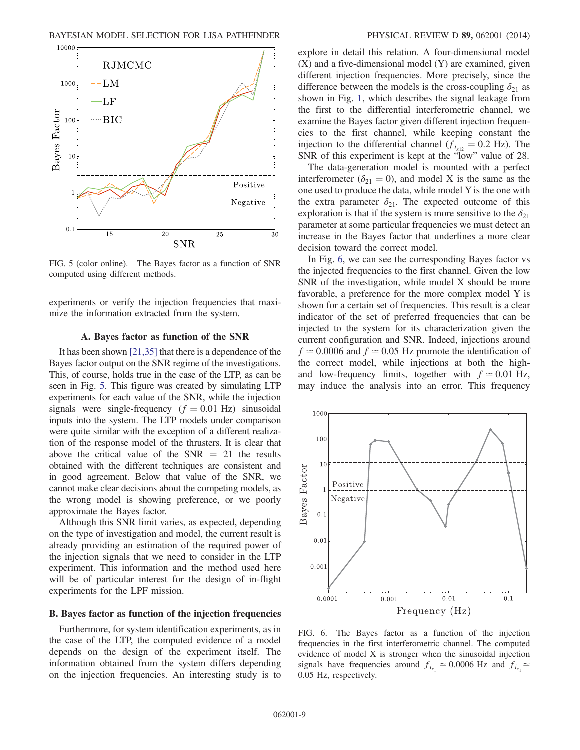FIG. 5 (color online). The Bayes factor as a function of SNR computed using different methods.

experiments or verify the injection frequencies that maximize the information extracted from the system.

### A. Bayes factor as function of the SNR

It has been shown [21,35] that there is a dependence of the Bayes factor output on the SNR regime of the investigations. This, of course, holds true in the case of the LTP, as can be seen in Fig. 5. This figure was created by simulating LTP experiments for each value of the SNR, while the injection signals were single-frequency ($f = 0.01$ Hz) sinusoidal inputs into the system. The LTP models under comparison were quite similar with the exception of a different realization of the response model of the thrusters. It is clear that above the critical value of the SNR = 21 the results obtained with the different techniques are consistent and in good agreement. Below that value of the SNR, we cannot make clear decisions about the competing models, as the wrong model is showing preference, or we poorly approximate the Bayes factor.

Although this SNR limit varies, as expected, depending on the type of investigation and model, the current result is already providing an estimation of the required power of the injection signals that we need to consider in the LTP experiment. This information and the method used here will be of particular interest for the design of in-flight experiments for the LPF mission.

### B. Bayes factor as function of the injection frequencies

Furthermore, for system identification experiments, as in the case of the LTP, the computed evidence of a model depends on the design of the experiment itself. The information obtained from the system differs depending on the injection frequencies. An interesting study is to explore in detail this relation. A four-dimensional model (X) and a five-dimensional model (Y) are examined, given different injection frequencies. More precisely, since the difference between the models is the cross-coupling $\delta_{21}$ as shown in Fig. 1, which describes the signal leakage from the first to the differential interferometric channel, we examine the Bayes factor given different injection frequencies to the first channel, while keeping constant the injection to the differential channel ($f_{i_{x12}} = 0.2$ Hz). The SNR of this experiment is kept at the "low" value of 28.

The data-generation model is mounted with a perfect interferometer ($\delta_{21} = 0$), and model X is the same as the one used to produce the data, while model Y is the one with the extra parameter $\delta_{21}$. The expected outcome of this exploration is that if the system is more sensitive to the $\delta_{21}$ parameter at some particular frequencies we must detect an increase in the Bayes factor that underlines a more clear decision toward the correct model.

In Fig. 6, we can see the corresponding Bayes factor vs the injected frequencies to the first channel. Given the low SNR of the investigation, while model X should be more favorable, a preference for the more complex model Y is shown for a certain set of frequencies. This result is a clear indicator of the set of preferred frequencies that can be injected to the system for its characterization given the current configuration and SNR. Indeed, injections around $f \simeq 0.0006$ and $f \simeq 0.05$ Hz promote the identification of the correct model, while injections at both the high- and low-frequency limits, together with $f \simeq 0.01$ Hz, may induce the analysis into an error. This frequency

FIG. 6. The Bayes factor as a function of the injection frequencies in the first interferometric channel. The computed evidence of model X is stronger when the sinusoidal injection signals have frequencies around $f_{i_{x_1}} \simeq 0.0006$ Hz and $f_{i_{x_1}} \simeq 0.05$ Hz, respectively.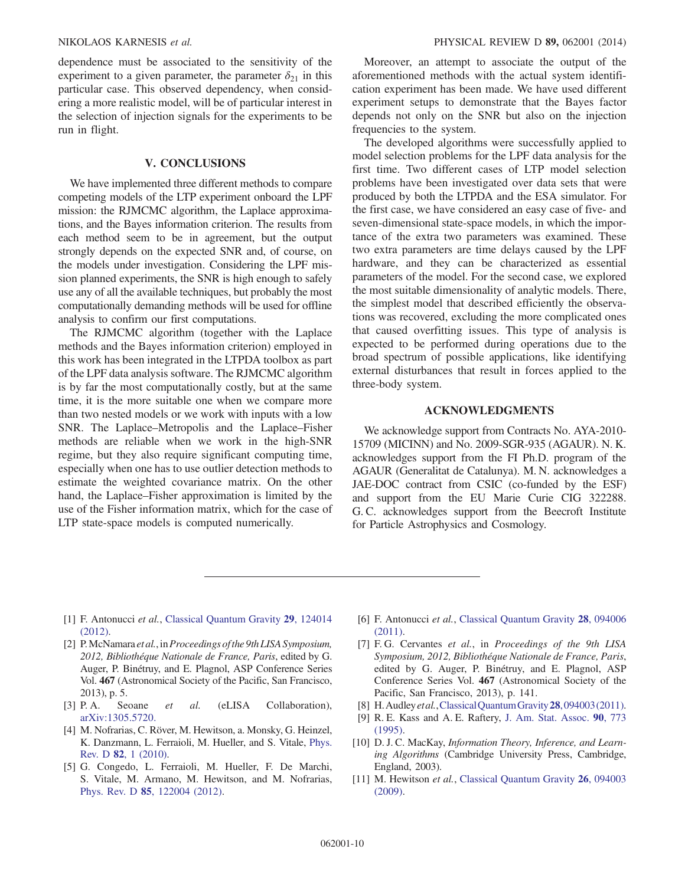dependence must be associated to the sensitivity of the experiment to a given parameter, the parameter $\delta_{21}$ in this particular case. This observed dependency, when considering a more realistic model, will be of particular interest in the selection of injection signals for the experiments to be run in flight.

## V. CONCLUSIONS

We have implemented three different methods to compare competing models of the LTP experiment onboard the LPF mission: the RJMCMC algorithm, the Laplace approximations, and the Bayes information criterion. The results from each method seem to be in agreement, but the output strongly depends on the expected SNR and, of course, on the models under investigation. Considering the LPF mission planned experiments, the SNR is high enough to safely use any of all the available techniques, but probably the most computationally demanding methods will be used for offline analysis to confirm our first computations.

The RJMCMC algorithm (together with the Laplace methods and the Bayes information criterion) employed in this work has been integrated in the LTPDA toolbox as part of the LPF data analysis software. The RJMCMC algorithm is by far the most computationally costly, but at the same time, it is the more suitable one when we compare more than two nested models or we work with inputs with a low SNR. The Laplace–Metropolis and the Laplace–Fisher methods are reliable when we work in the high-SNR regime, but they also require significant computing time, especially when one has to use outlier detection methods to estimate the weighted covariance matrix. On the other hand, the Laplace–Fisher approximation is limited by the use of the Fisher information matrix, which for the case of LTP state-space models is computed numerically.

Moreover, an attempt to associate the output of the aforementioned methods with the actual system identification experiment has been made. We have used different experiment setups to demonstrate that the Bayes factor depends not only on the SNR but also on the injection frequencies to the system.

The developed algorithms were successfully applied to model selection problems for the LPF data analysis for the first time. Two different cases of LTP model selection problems have been investigated over data sets that were produced by both the LTPDA and the ESA simulator. For the first case, we have considered an easy case of five- and seven-dimensional state-space models, in which the importance of the extra two parameters was examined. These two extra parameters are time delays caused by the LPF hardware, and they can be characterized as essential parameters of the model. For the second case, we explored the most suitable dimensionality of analytic models. There, the simplest model that described efficiently the observations was recovered, excluding the more complicated ones that caused overfitting issues. This type of analysis is expected to be performed during operations due to the broad spectrum of possible applications, like identifying external disturbances that result in forces applied to the three-body system.

## ACKNOWLEDGMENTS

We acknowledge support from Contracts No. AYA-2010-15709 (MICINN) and No. 2009-SGR-935 (AGAUR). N. K. acknowledges support from the FI Ph.D. program of the AGAUR (Generalitat de Catalunya). M. N. acknowledges a JAE-DOC contract from CSIC (co-funded by the ESF) and support from the EU Marie Curie CIG 322288. G. C. acknowledges support from the Beecroft Institute for Particle Astrophysics and Cosmology.

---

[1] F. Antonucci *et al.*, Classical Quantum Gravity **29**, 124014 (2012).

[2] P. McNamara *et al.*, in *Proceedings of the 9th LISA Symposium, 2012, Bibliothéque Nationale de France, Paris*, edited by G. Auger, P. Binétruy, and E. Plagnol, ASP Conference Series Vol. **467** (Astronomical Society of the Pacific, San Francisco, 2013), p. 5.

[3] P. A. Seoane *et al.* (eLISA Collaboration), arXiv:1305.5720.

[4] M. Nofrarias, C. Röver, M. Hewitson, a. Monsky, G. Heinzel, K. Danzmann, L. Ferraioli, M. Hueller, and S. Vitale, Phys. Rev. D **82**, 1 (2010).

[5] G. Congedo, L. Ferraioli, M. Hueller, F. De Marchi, S. Vitale, M. Armano, M. Hewitson, and M. Nofrarias, Phys. Rev. D **85**, 122004 (2012).

[6] F. Antonucci *et al.*, Classical Quantum Gravity **28**, 094006 (2011).

[7] F. G. Cervantes *et al.*, in *Proceedings of the 9th LISA Symposium, 2012, Bibliothéque Nationale de France, Paris*, edited by G. Auger, P. Binétruy, and E. Plagnol, ASP Conference Series Vol. **467** (Astronomical Society of the Pacific, San Francisco, 2013), p. 141.

[8] H. Audley *et al.*, Classical Quantum Gravity **28**, 094003 (2011).

[9] R. E. Kass and A. E. Raftery, J. Am. Stat. Assoc. **90**, 773 (1995).

[10] D. J. C. MacKay, *Information Theory, Inference, and Learning Algorithms* (Cambridge University Press, Cambridge, England, 2003).

[11] M. Hewitson *et al.*, Classical Quantum Gravity **26**, 094003 (2009).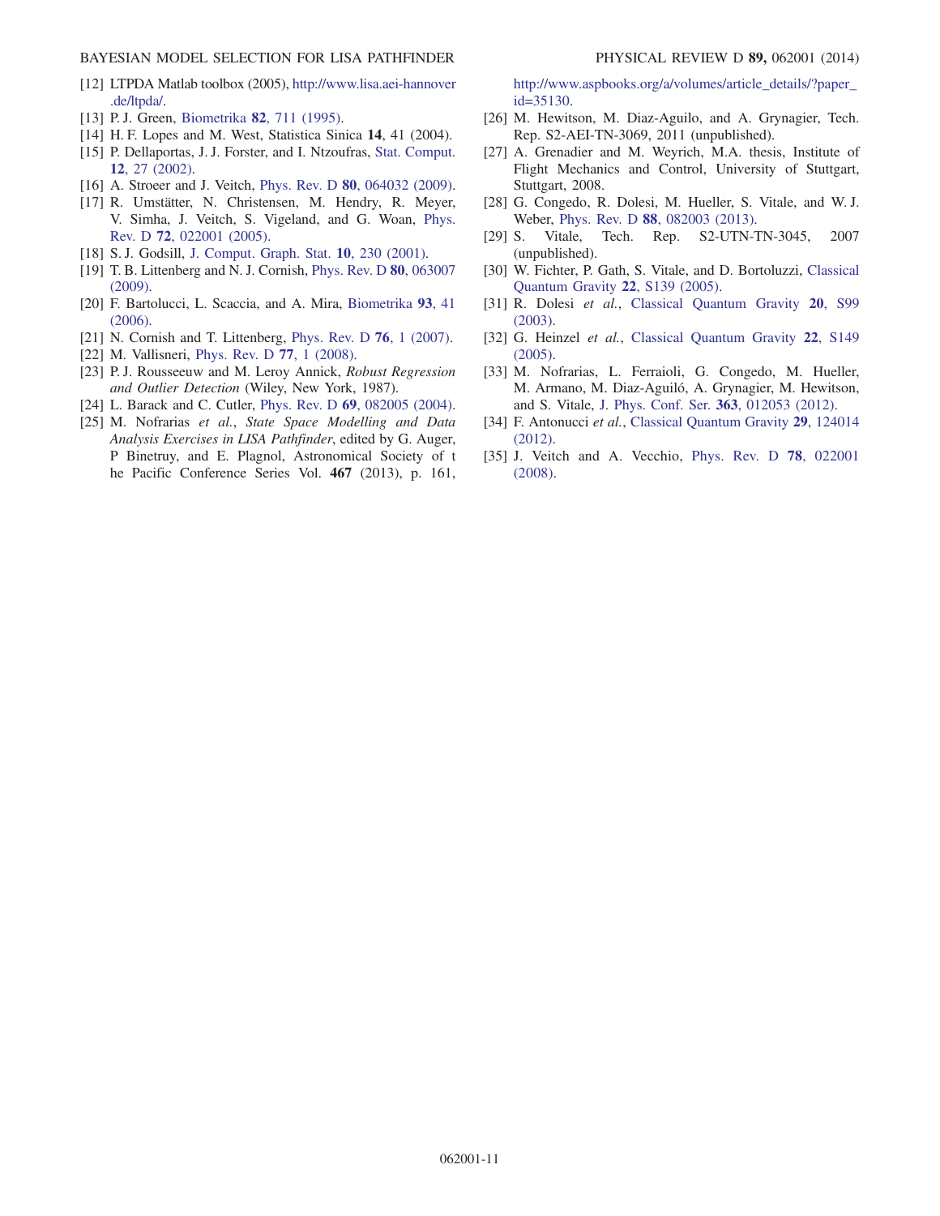[12] LTPDA Matlab toolbox (2005), http://www.lisa.aei-hannover.de/ltpda/.

[13] P. J. Green, Biometrika **82**, 711 (1995).

[14] H. F. Lopes and M. West, Statistica Sinica **14**, 41 (2004).

[15] P. Dellaportas, J. J. Forster, and I. Ntzoufras, Stat. Comput. **12**, 27 (2002).

[16] A. Stroeer and J. Veitch, Phys. Rev. D **80**, 064032 (2009).

[17] R. Umstätter, N. Christensen, M. Hendry, R. Meyer, V. Simha, J. Veitch, S. Vigeland, and G. Woan, Phys. Rev. D **72**, 022001 (2005).

[18] S. J. Godsill, J. Comput. Graph. Stat. **10**, 230 (2001).

[19] T. B. Littenberg and N. J. Cornish, Phys. Rev. D **80**, 063007 (2009).

[20] F. Bartolucci, L. Scaccia, and A. Mira, Biometrika **93**, 41 (2006).

[21] N. Cornish and T. Littenberg, Phys. Rev. D **76**, 1 (2007).

[22] M. Vallisneri, Phys. Rev. D **77**, 1 (2008).

[23] P. J. Rousseeuw and M. Leroy Annick, *Robust Regression and Outlier Detection* (Wiley, New York, 1987).

[24] L. Barack and C. Cutler, Phys. Rev. D **69**, 082005 (2004).

[25] M. Nofrarias *et al.*, *State Space Modelling and Data Analysis Exercises in LISA Pathfinder*, edited by G. Auger, P Binetruy, and E. Plagnol, Astronomical Society of t he Pacific Conference Series Vol. **467** (2013), p. 161, http://www.aspbooks.org/a/volumes/article_details/?paper_id=35130.

[26] M. Hewitson, M. Diaz-Aguilo, and A. Grynagier, Tech. Rep. S2-AEI-TN-3069, 2011 (unpublished).

[27] A. Grenadier and M. Weyrich, M.A. thesis, Institute of Flight Mechanics and Control, University of Stuttgart, Stuttgart, 2008.

[28] G. Congedo, R. Dolesi, M. Hueller, S. Vitale, and W. J. Weber, Phys. Rev. D **88**, 082003 (2013).

[29] S. Vitale, Tech. Rep. S2-UTN-TN-3045, 2007 (unpublished).

[30] W. Fichter, P. Gath, S. Vitale, and D. Bortoluzzi, Classical Quantum Gravity **22**, S139 (2005).

[31] R. Dolesi *et al.*, Classical Quantum Gravity **20**, S99 (2003).

[32] G. Heinzel *et al.*, Classical Quantum Gravity **22**, S149 (2005).

[33] M. Nofrarias, L. Ferraioli, G. Congedo, M. Hueller, M. Armano, M. Diaz-Aguiló, A. Grynagier, M. Hewitson, and S. Vitale, J. Phys. Conf. Ser. **363**, 012053 (2012).

[34] F. Antonucci *et al.*, Classical Quantum Gravity **29**, 124014 (2012).

[35] J. Veitch and A. Vecchio, Phys. Rev. D **78**, 022001 (2008).